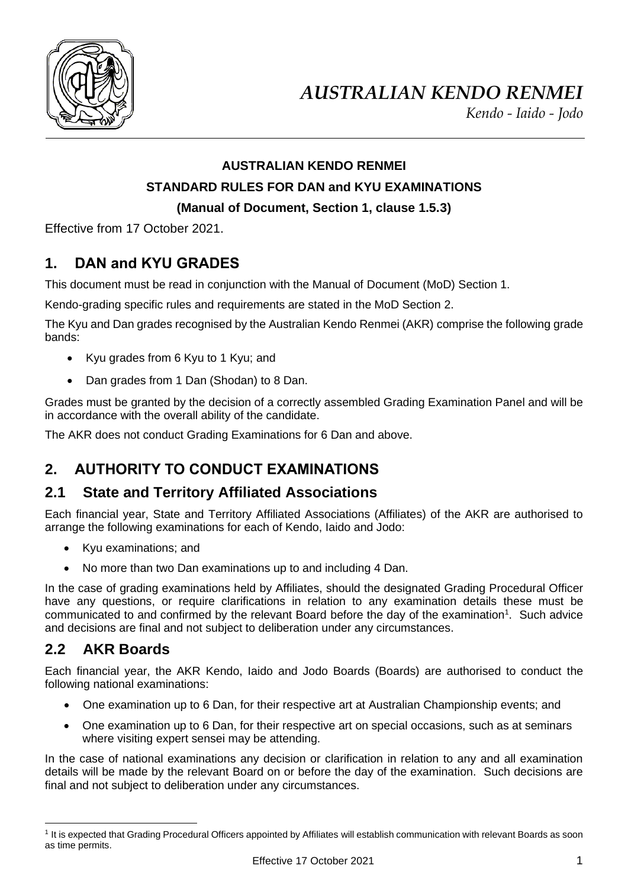# *AUSTRALIAN KENDO RENMEI*

*Kendo - Iaido - Jodo*

**AUSTRALIAN KENDO RENMEI**

**STANDARD RULES FOR DAN and KYU EXAMINATIONS**

**(Manual of Document, Section 1, clause 1.5.3)**

Effective from 17 October 2021.

## 1. DAN and KYU GRADES

This document must be read in conjunction with the Manual of Document (MoD) Section 1.

Kendo-grading specific rules and requirements are stated in the MoD Section 2.

The Kyu and Dan grades recognised by the Australian Kendo Renmei (AKR) comprise the following grade bands:

- Kyu grades from 6 Kyu to 1 Kyu; and
- Dan grades from 1 Dan (Shodan) to 8 Dan.

Grades must be granted by the decision of a correctly assembled Grading Examination Panel and will be in accordance with the overall ability of the candidate.

The AKR does not conduct Grading Examinations for 6 Dan and above.

## 2. AUTHORITY TO CONDUCT EXAMINATIONS

### 2.1 State and Territory Affiliated Associations

Each financial year, State and Territory Affiliated Associations (Affiliates) of the AKR are authorised to arrange the following examinations for each of Kendo, Iaido and Jodo:

- Kyu examinations; and
- No more than two Dan examinations up to and including 4 Dan.

In the case of grading examinations held by Affiliates, should the designated Grading Procedural Officer have any questions, or require clarifications in relation to any examination details these must be communicated to and confirmed by the relevant Board before the day of the examination[1]. Such advice and decisions are final and not subject to deliberation under any circumstances.

### 2.2 AKR Boards

Each financial year, the AKR Kendo, Iaido and Jodo Boards (Boards) are authorised to conduct the following national examinations:

- One examination up to 6 Dan, for their respective art at Australian Championship events; and
- One examination up to 6 Dan, for their respective art on special occasions, such as at seminars where visiting expert sensei may be attending.

In the case of national examinations any decision or clarification in relation to any and all examination details will be made by the relevant Board on or before the day of the examination. Such decisions are final and not subject to deliberation under any circumstances.

[1] It is expected that Grading Procedural Officers appointed by Affiliates will establish communication with relevant Boards as soon as time permits.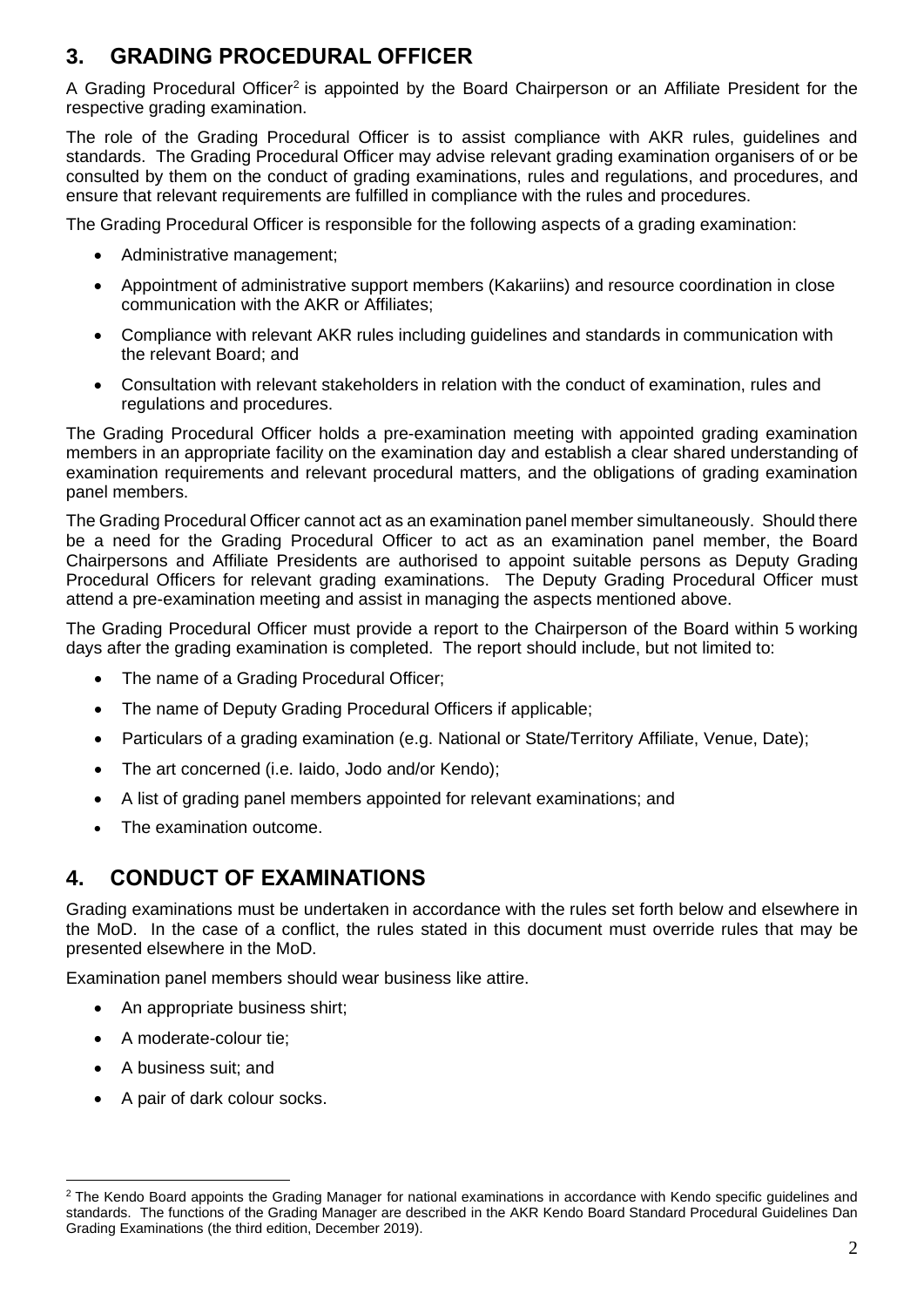## 3. GRADING PROCEDURAL OFFICER

A Grading Procedural Officer[2] is appointed by the Board Chairperson or an Affiliate President for the respective grading examination.

The role of the Grading Procedural Officer is to assist compliance with AKR rules, guidelines and standards. The Grading Procedural Officer may advise relevant grading examination organisers of or be consulted by them on the conduct of grading examinations, rules and regulations, and procedures, and ensure that relevant requirements are fulfilled in compliance with the rules and procedures.

The Grading Procedural Officer is responsible for the following aspects of a grading examination:

- Administrative management;
- Appointment of administrative support members (Kakariins) and resource coordination in close communication with the AKR or Affiliates;
- Compliance with relevant AKR rules including guidelines and standards in communication with the relevant Board; and
- Consultation with relevant stakeholders in relation with the conduct of examination, rules and regulations and procedures.

The Grading Procedural Officer holds a pre-examination meeting with appointed grading examination members in an appropriate facility on the examination day and establish a clear shared understanding of examination requirements and relevant procedural matters, and the obligations of grading examination panel members.

The Grading Procedural Officer cannot act as an examination panel member simultaneously. Should there be a need for the Grading Procedural Officer to act as an examination panel member, the Board Chairpersons and Affiliate Presidents are authorised to appoint suitable persons as Deputy Grading Procedural Officers for relevant grading examinations. The Deputy Grading Procedural Officer must attend a pre-examination meeting and assist in managing the aspects mentioned above.

The Grading Procedural Officer must provide a report to the Chairperson of the Board within 5 working days after the grading examination is completed. The report should include, but not limited to:

- The name of a Grading Procedural Officer;
- The name of Deputy Grading Procedural Officers if applicable;
- Particulars of a grading examination (e.g. National or State/Territory Affiliate, Venue, Date);
- The art concerned (i.e. Iaido, Jodo and/or Kendo);
- A list of grading panel members appointed for relevant examinations; and
- The examination outcome.

## 4. CONDUCT OF EXAMINATIONS

Grading examinations must be undertaken in accordance with the rules set forth below and elsewhere in the MoD. In the case of a conflict, the rules stated in this document must override rules that may be presented elsewhere in the MoD.

Examination panel members should wear business like attire.

- An appropriate business shirt;
- A moderate-colour tie;
- A business suit; and
- A pair of dark colour socks.

---

[2] The Kendo Board appoints the Grading Manager for national examinations in accordance with Kendo specific guidelines and standards. The functions of the Grading Manager are described in the AKR Kendo Board Standard Procedural Guidelines Dan Grading Examinations (the third edition, December 2019).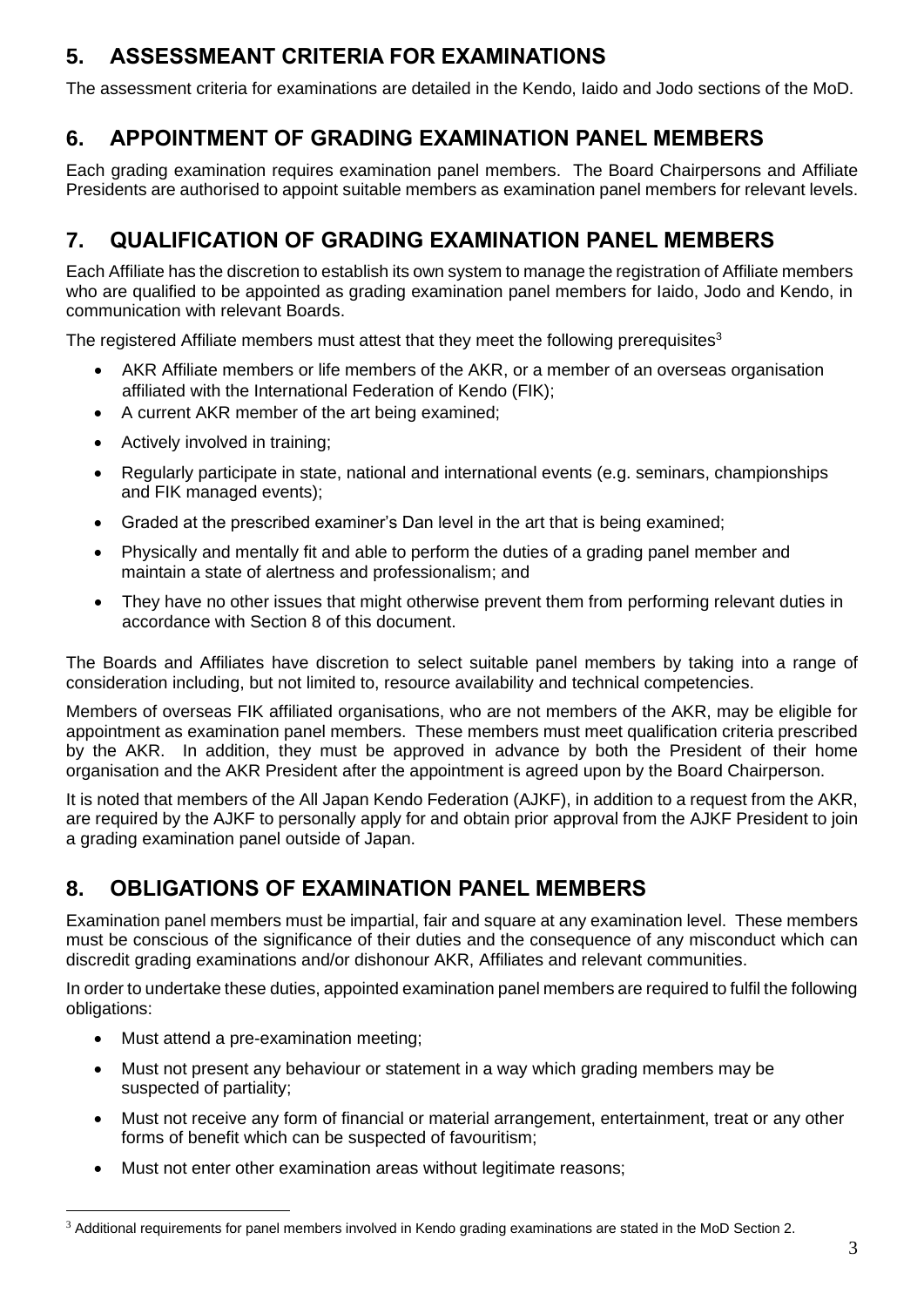## 5. ASSESSMEANT CRITERIA FOR EXAMINATIONS

The assessment criteria for examinations are detailed in the Kendo, Iaido and Jodo sections of the MoD.

## 6. APPOINTMENT OF GRADING EXAMINATION PANEL MEMBERS

Each grading examination requires examination panel members. The Board Chairpersons and Affiliate Presidents are authorised to appoint suitable members as examination panel members for relevant levels.

## 7. QUALIFICATION OF GRADING EXAMINATION PANEL MEMBERS

Each Affiliate has the discretion to establish its own system to manage the registration of Affiliate members who are qualified to be appointed as grading examination panel members for Iaido, Jodo and Kendo, in communication with relevant Boards.

The registered Affiliate members must attest that they meet the following prerequisites[3]

- AKR Affiliate members or life members of the AKR, or a member of an overseas organisation affiliated with the International Federation of Kendo (FIK);
- A current AKR member of the art being examined;
- Actively involved in training;
- Regularly participate in state, national and international events (e.g. seminars, championships and FIK managed events);
- Graded at the prescribed examiner's Dan level in the art that is being examined;
- Physically and mentally fit and able to perform the duties of a grading panel member and maintain a state of alertness and professionalism; and
- They have no other issues that might otherwise prevent them from performing relevant duties in accordance with Section 8 of this document.

The Boards and Affiliates have discretion to select suitable panel members by taking into a range of consideration including, but not limited to, resource availability and technical competencies.

Members of overseas FIK affiliated organisations, who are not members of the AKR, may be eligible for appointment as examination panel members. These members must meet qualification criteria prescribed by the AKR. In addition, they must be approved in advance by both the President of their home organisation and the AKR President after the appointment is agreed upon by the Board Chairperson.

It is noted that members of the All Japan Kendo Federation (AJKF), in addition to a request from the AKR, are required by the AJKF to personally apply for and obtain prior approval from the AJKF President to join a grading examination panel outside of Japan.

## 8. OBLIGATIONS OF EXAMINATION PANEL MEMBERS

Examination panel members must be impartial, fair and square at any examination level. These members must be conscious of the significance of their duties and the consequence of any misconduct which can discredit grading examinations and/or dishonour AKR, Affiliates and relevant communities.

In order to undertake these duties, appointed examination panel members are required to fulfil the following obligations:

- Must attend a pre-examination meeting;
- Must not present any behaviour or statement in a way which grading members may be suspected of partiality;
- Must not receive any form of financial or material arrangement, entertainment, treat or any other forms of benefit which can be suspected of favouritism;
- Must not enter other examination areas without legitimate reasons;

[3] Additional requirements for panel members involved in Kendo grading examinations are stated in the MoD Section 2.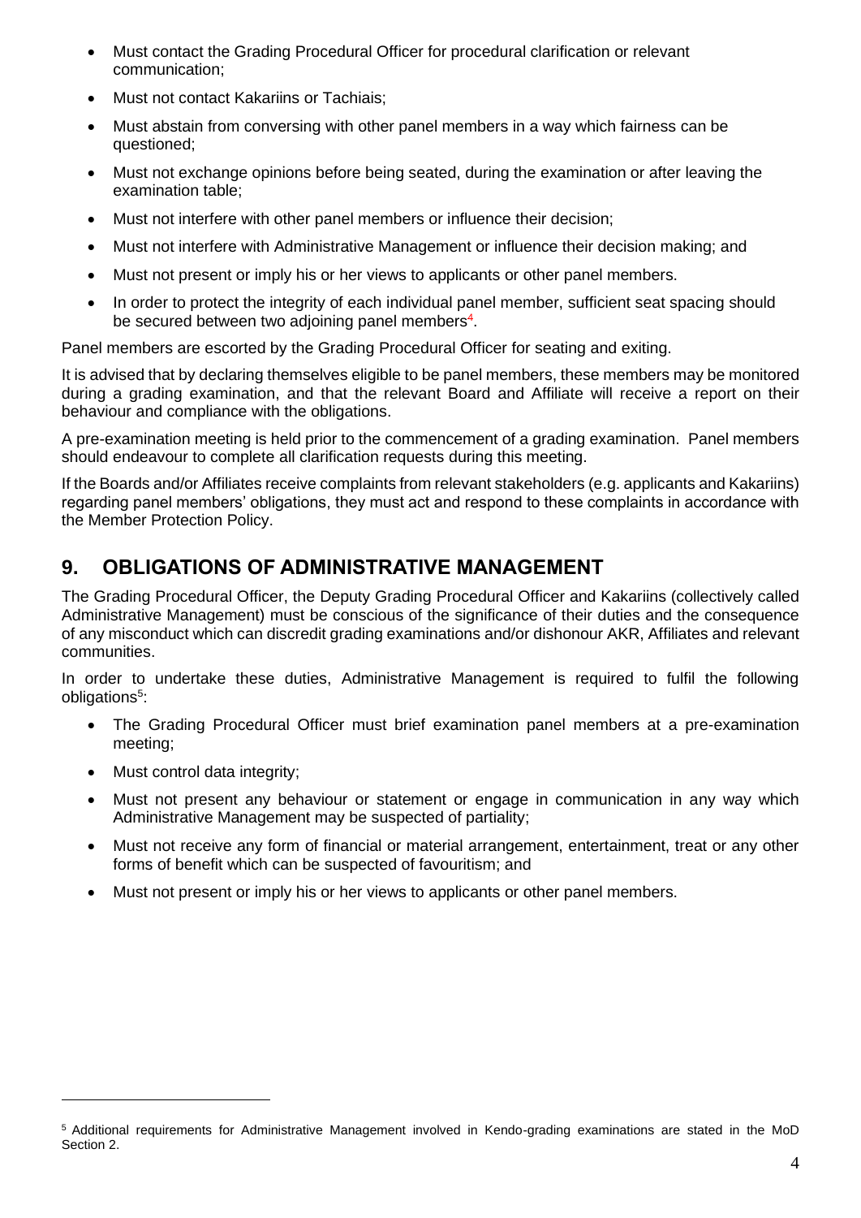- Must contact the Grading Procedural Officer for procedural clarification or relevant communication;
- Must not contact Kakariins or Tachiais;
- Must abstain from conversing with other panel members in a way which fairness can be questioned;
- Must not exchange opinions before being seated, during the examination or after leaving the examination table;
- Must not interfere with other panel members or influence their decision;
- Must not interfere with Administrative Management or influence their decision making; and
- Must not present or imply his or her views to applicants or other panel members.
- In order to protect the integrity of each individual panel member, sufficient seat spacing should be secured between two adjoining panel members[4].

Panel members are escorted by the Grading Procedural Officer for seating and exiting.

It is advised that by declaring themselves eligible to be panel members, these members may be monitored during a grading examination, and that the relevant Board and Affiliate will receive a report on their behaviour and compliance with the obligations.

A pre-examination meeting is held prior to the commencement of a grading examination. Panel members should endeavour to complete all clarification requests during this meeting.

If the Boards and/or Affiliates receive complaints from relevant stakeholders (e.g. applicants and Kakariins) regarding panel members' obligations, they must act and respond to these complaints in accordance with the Member Protection Policy.

## 9. OBLIGATIONS OF ADMINISTRATIVE MANAGEMENT

The Grading Procedural Officer, the Deputy Grading Procedural Officer and Kakariins (collectively called Administrative Management) must be conscious of the significance of their duties and the consequence of any misconduct which can discredit grading examinations and/or dishonour AKR, Affiliates and relevant communities.

In order to undertake these duties, Administrative Management is required to fulfil the following obligations[5]:

- The Grading Procedural Officer must brief examination panel members at a pre-examination meeting;
- Must control data integrity;
- Must not present any behaviour or statement or engage in communication in any way which Administrative Management may be suspected of partiality;
- Must not receive any form of financial or material arrangement, entertainment, treat or any other forms of benefit which can be suspected of favouritism; and
- Must not present or imply his or her views to applicants or other panel members.

[5] Additional requirements for Administrative Management involved in Kendo-grading examinations are stated in the MoD Section 2.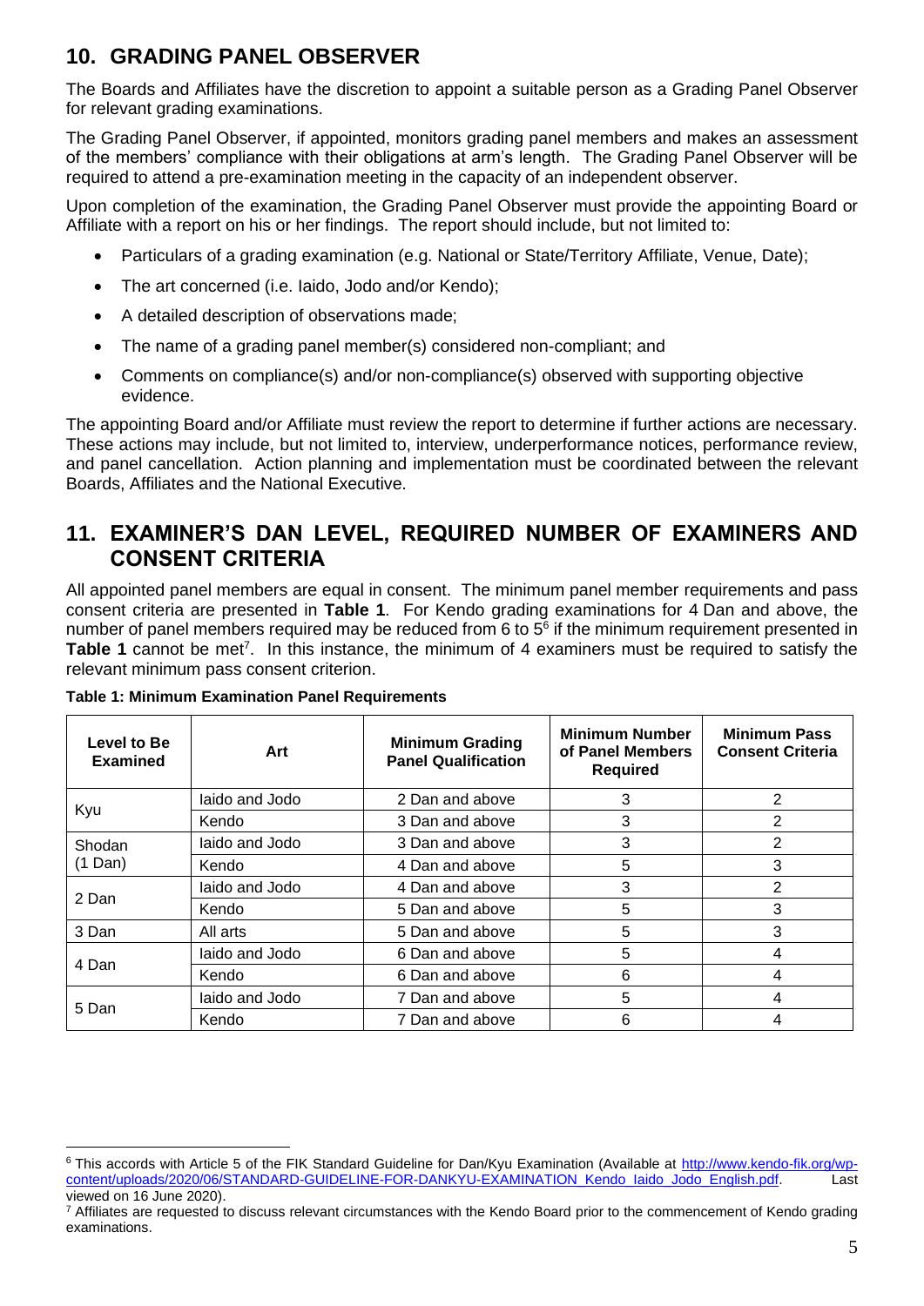## 10. GRADING PANEL OBSERVER

The Boards and Affiliates have the discretion to appoint a suitable person as a Grading Panel Observer for relevant grading examinations.

The Grading Panel Observer, if appointed, monitors grading panel members and makes an assessment of the members' compliance with their obligations at arm's length. The Grading Panel Observer will be required to attend a pre-examination meeting in the capacity of an independent observer.

Upon completion of the examination, the Grading Panel Observer must provide the appointing Board or Affiliate with a report on his or her findings. The report should include, but not limited to:

- Particulars of a grading examination (e.g. National or State/Territory Affiliate, Venue, Date);
- The art concerned (i.e. Iaido, Jodo and/or Kendo);
- A detailed description of observations made;
- The name of a grading panel member(s) considered non-compliant; and
- Comments on compliance(s) and/or non-compliance(s) observed with supporting objective evidence.

The appointing Board and/or Affiliate must review the report to determine if further actions are necessary. These actions may include, but not limited to, interview, underperformance notices, performance review, and panel cancellation. Action planning and implementation must be coordinated between the relevant Boards, Affiliates and the National Executive.

## 11. EXAMINER'S DAN LEVEL, REQUIRED NUMBER OF EXAMINERS AND CONSENT CRITERIA

All appointed panel members are equal in consent. The minimum panel member requirements and pass consent criteria are presented in **Table 1**. For Kendo grading examinations for 4 Dan and above, the number of panel members required may be reduced from 6 to 5[6] if the minimum requirement presented in **Table 1** cannot be met[7]. In this instance, the minimum of 4 examiners must be required to satisfy the relevant minimum pass consent criterion.

**Table 1: Minimum Examination Panel Requirements**

| Level to Be Examined | Art | Minimum Grading Panel Qualification | Minimum Number of Panel Members Required | Minimum Pass Consent Criteria |
|---|---|---|---|---|
| Kyu | Iaido and Jodo | 2 Dan and above | 3 | 2 |
| | Kendo | 3 Dan and above | 3 | 2 |
| Shodan (1 Dan) | Iaido and Jodo | 3 Dan and above | 3 | 2 |
| | Kendo | 4 Dan and above | 5 | 3 |
| 2 Dan | Iaido and Jodo | 4 Dan and above | 3 | 2 |
| | Kendo | 5 Dan and above | 5 | 3 |
| 3 Dan | All arts | 5 Dan and above | 5 | 3 |
| 4 Dan | Iaido and Jodo | 6 Dan and above | 5 | 4 |
| | Kendo | 6 Dan and above | 6 | 4 |
| 5 Dan | Iaido and Jodo | 7 Dan and above | 5 | 4 |
| | Kendo | 7 Dan and above | 6 | 4 |

[6] This accords with Article 5 of the FIK Standard Guideline for Dan/Kyu Examination (Available at http://www.kendo-fik.org/wp-content/uploads/2020/06/STANDARD-GUIDELINE-FOR-DANKYU-EXAMINATION_Kendo_Iaido_Jodo_English.pdf. Last viewed on 16 June 2020).

[7] Affiliates are requested to discuss relevant circumstances with the Kendo Board prior to the commencement of Kendo grading examinations.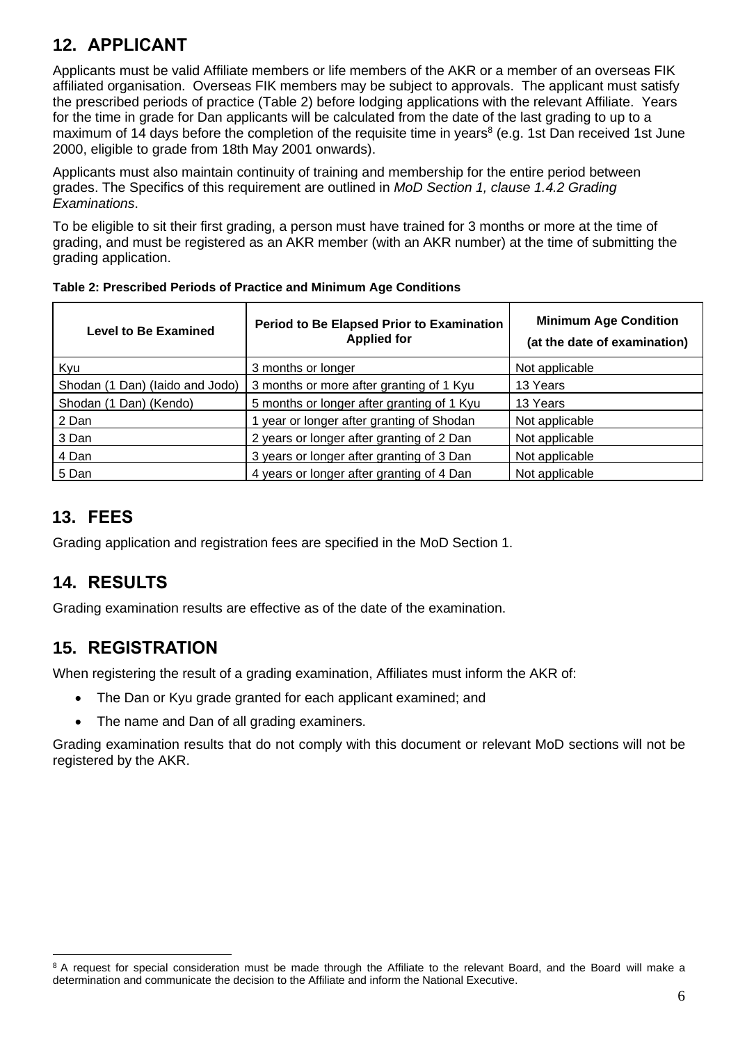## 12. APPLICANT

Applicants must be valid Affiliate members or life members of the AKR or a member of an overseas FIK affiliated organisation. Overseas FIK members may be subject to approvals. The applicant must satisfy the prescribed periods of practice (Table 2) before lodging applications with the relevant Affiliate. Years for the time in grade for Dan applicants will be calculated from the date of the last grading to up to a maximum of 14 days before the completion of the requisite time in years[8] (e.g. 1st Dan received 1st June 2000, eligible to grade from 18th May 2001 onwards).

Applicants must also maintain continuity of training and membership for the entire period between grades. The Specifics of this requirement are outlined in *MoD Section 1, clause 1.4.2 Grading Examinations*.

To be eligible to sit their first grading, a person must have trained for 3 months or more at the time of grading, and must be registered as an AKR member (with an AKR number) at the time of submitting the grading application.

**Table 2: Prescribed Periods of Practice and Minimum Age Conditions**

| Level to Be Examined | Period to Be Elapsed Prior to Examination Applied for | Minimum Age Condition (at the date of examination) |
|---|---|---|
| Kyu | 3 months or longer | Not applicable |
| Shodan (1 Dan) (Iaido and Jodo) | 3 months or more after granting of 1 Kyu | 13 Years |
| Shodan (1 Dan) (Kendo) | 5 months or longer after granting of 1 Kyu | 13 Years |
| 2 Dan | 1 year or longer after granting of Shodan | Not applicable |
| 3 Dan | 2 years or longer after granting of 2 Dan | Not applicable |
| 4 Dan | 3 years or longer after granting of 3 Dan | Not applicable |
| 5 Dan | 4 years or longer after granting of 4 Dan | Not applicable |

## 13. FEES

Grading application and registration fees are specified in the MoD Section 1.

## 14. RESULTS

Grading examination results are effective as of the date of the examination.

## 15. REGISTRATION

When registering the result of a grading examination, Affiliates must inform the AKR of:

- The Dan or Kyu grade granted for each applicant examined; and
- The name and Dan of all grading examiners.

Grading examination results that do not comply with this document or relevant MoD sections will not be registered by the AKR.

[8] A request for special consideration must be made through the Affiliate to the relevant Board, and the Board will make a determination and communicate the decision to the Affiliate and inform the National Executive.